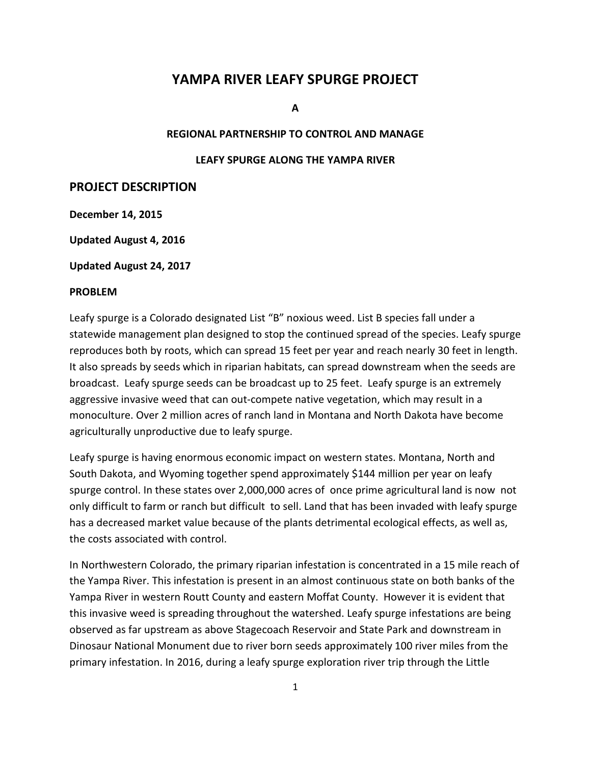# YAMPA RIVER LEAFY SPURGE PROJECT

**A**

**REGIONAL PARTNERSHIP TO CONTROL AND MANAGE**

**LEAFY SPURGE ALONG THE YAMPA RIVER**

## PROJECT DESCRIPTION

**December 14, 2015**

**Updated August 4, 2016**

**Updated August 24, 2017**

**PROBLEM**

Leafy spurge is a Colorado designated List "B" noxious weed. List B species fall under a statewide management plan designed to stop the continued spread of the species. Leafy spurge reproduces both by roots, which can spread 15 feet per year and reach nearly 30 feet in length. It also spreads by seeds which in riparian habitats, can spread downstream when the seeds are broadcast. Leafy spurge seeds can be broadcast up to 25 feet. Leafy spurge is an extremely aggressive invasive weed that can out-compete native vegetation, which may result in a monoculture. Over 2 million acres of ranch land in Montana and North Dakota have become agriculturally unproductive due to leafy spurge.

Leafy spurge is having enormous economic impact on western states. Montana, North and South Dakota, and Wyoming together spend approximately $144 million per year on leafy spurge control. In these states over 2,000,000 acres of once prime agricultural land is now not only difficult to farm or ranch but difficult to sell. Land that has been invaded with leafy spurge has a decreased market value because of the plants detrimental ecological effects, as well as, the costs associated with control.

In Northwestern Colorado, the primary riparian infestation is concentrated in a 15 mile reach of the Yampa River. This infestation is present in an almost continuous state on both banks of the Yampa River in western Routt County and eastern Moffat County. However it is evident that this invasive weed is spreading throughout the watershed. Leafy spurge infestations are being observed as far upstream as above Stagecoach Reservoir and State Park and downstream in Dinosaur National Monument due to river born seeds approximately 100 river miles from the primary infestation. In 2016, during a leafy spurge exploration river trip through the Little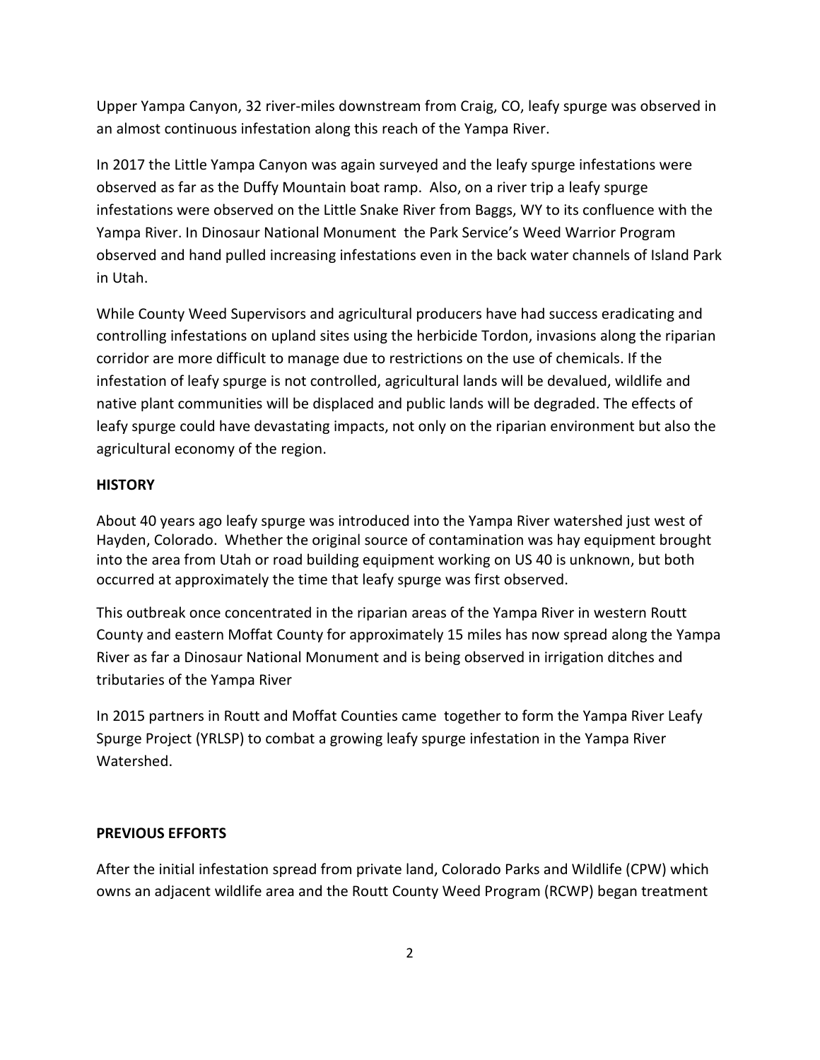Upper Yampa Canyon, 32 river-miles downstream from Craig, CO, leafy spurge was observed in an almost continuous infestation along this reach of the Yampa River.

In 2017 the Little Yampa Canyon was again surveyed and the leafy spurge infestations were observed as far as the Duffy Mountain boat ramp. Also, on a river trip a leafy spurge infestations were observed on the Little Snake River from Baggs, WY to its confluence with the Yampa River. In Dinosaur National Monument the Park Service's Weed Warrior Program observed and hand pulled increasing infestations even in the back water channels of Island Park in Utah.

While County Weed Supervisors and agricultural producers have had success eradicating and controlling infestations on upland sites using the herbicide Tordon, invasions along the riparian corridor are more difficult to manage due to restrictions on the use of chemicals. If the infestation of leafy spurge is not controlled, agricultural lands will be devalued, wildlife and native plant communities will be displaced and public lands will be degraded. The effects of leafy spurge could have devastating impacts, not only on the riparian environment but also the agricultural economy of the region.

**HISTORY**

About 40 years ago leafy spurge was introduced into the Yampa River watershed just west of Hayden, Colorado. Whether the original source of contamination was hay equipment brought into the area from Utah or road building equipment working on US 40 is unknown, but both occurred at approximately the time that leafy spurge was first observed.

This outbreak once concentrated in the riparian areas of the Yampa River in western Routt County and eastern Moffat County for approximately 15 miles has now spread along the Yampa River as far a Dinosaur National Monument and is being observed in irrigation ditches and tributaries of the Yampa River

In 2015 partners in Routt and Moffat Counties came together to form the Yampa River Leafy Spurge Project (YRLSP) to combat a growing leafy spurge infestation in the Yampa River Watershed.

**PREVIOUS EFFORTS**

After the initial infestation spread from private land, Colorado Parks and Wildlife (CPW) which owns an adjacent wildlife area and the Routt County Weed Program (RCWP) began treatment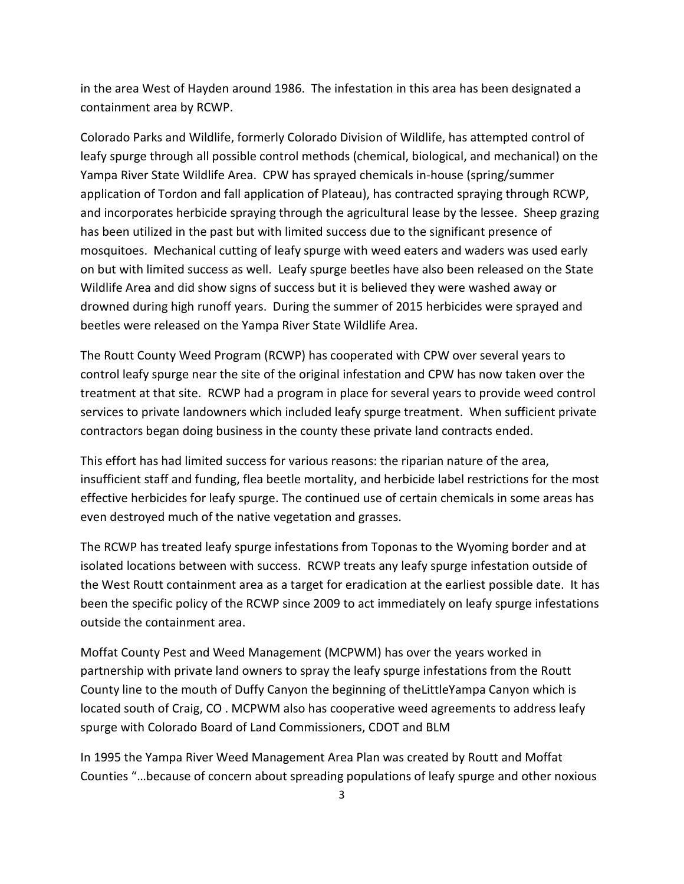in the area West of Hayden around 1986. The infestation in this area has been designated a containment area by RCWP.

Colorado Parks and Wildlife, formerly Colorado Division of Wildlife, has attempted control of leafy spurge through all possible control methods (chemical, biological, and mechanical) on the Yampa River State Wildlife Area. CPW has sprayed chemicals in-house (spring/summer application of Tordon and fall application of Plateau), has contracted spraying through RCWP, and incorporates herbicide spraying through the agricultural lease by the lessee. Sheep grazing has been utilized in the past but with limited success due to the significant presence of mosquitoes. Mechanical cutting of leafy spurge with weed eaters and waders was used early on but with limited success as well. Leafy spurge beetles have also been released on the State Wildlife Area and did show signs of success but it is believed they were washed away or drowned during high runoff years. During the summer of 2015 herbicides were sprayed and beetles were released on the Yampa River State Wildlife Area.

The Routt County Weed Program (RCWP) has cooperated with CPW over several years to control leafy spurge near the site of the original infestation and CPW has now taken over the treatment at that site. RCWP had a program in place for several years to provide weed control services to private landowners which included leafy spurge treatment. When sufficient private contractors began doing business in the county these private land contracts ended.

This effort has had limited success for various reasons: the riparian nature of the area, insufficient staff and funding, flea beetle mortality, and herbicide label restrictions for the most effective herbicides for leafy spurge. The continued use of certain chemicals in some areas has even destroyed much of the native vegetation and grasses.

The RCWP has treated leafy spurge infestations from Toponas to the Wyoming border and at isolated locations between with success. RCWP treats any leafy spurge infestation outside of the West Routt containment area as a target for eradication at the earliest possible date. It has been the specific policy of the RCWP since 2009 to act immediately on leafy spurge infestations outside the containment area.

Moffat County Pest and Weed Management (MCPWM) has over the years worked in partnership with private land owners to spray the leafy spurge infestations from the Routt County line to the mouth of Duffy Canyon the beginning of theLittleYampa Canyon which is located south of Craig, CO . MCPWM also has cooperative weed agreements to address leafy spurge with Colorado Board of Land Commissioners, CDOT and BLM

In 1995 the Yampa River Weed Management Area Plan was created by Routt and Moffat Counties "…because of concern about spreading populations of leafy spurge and other noxious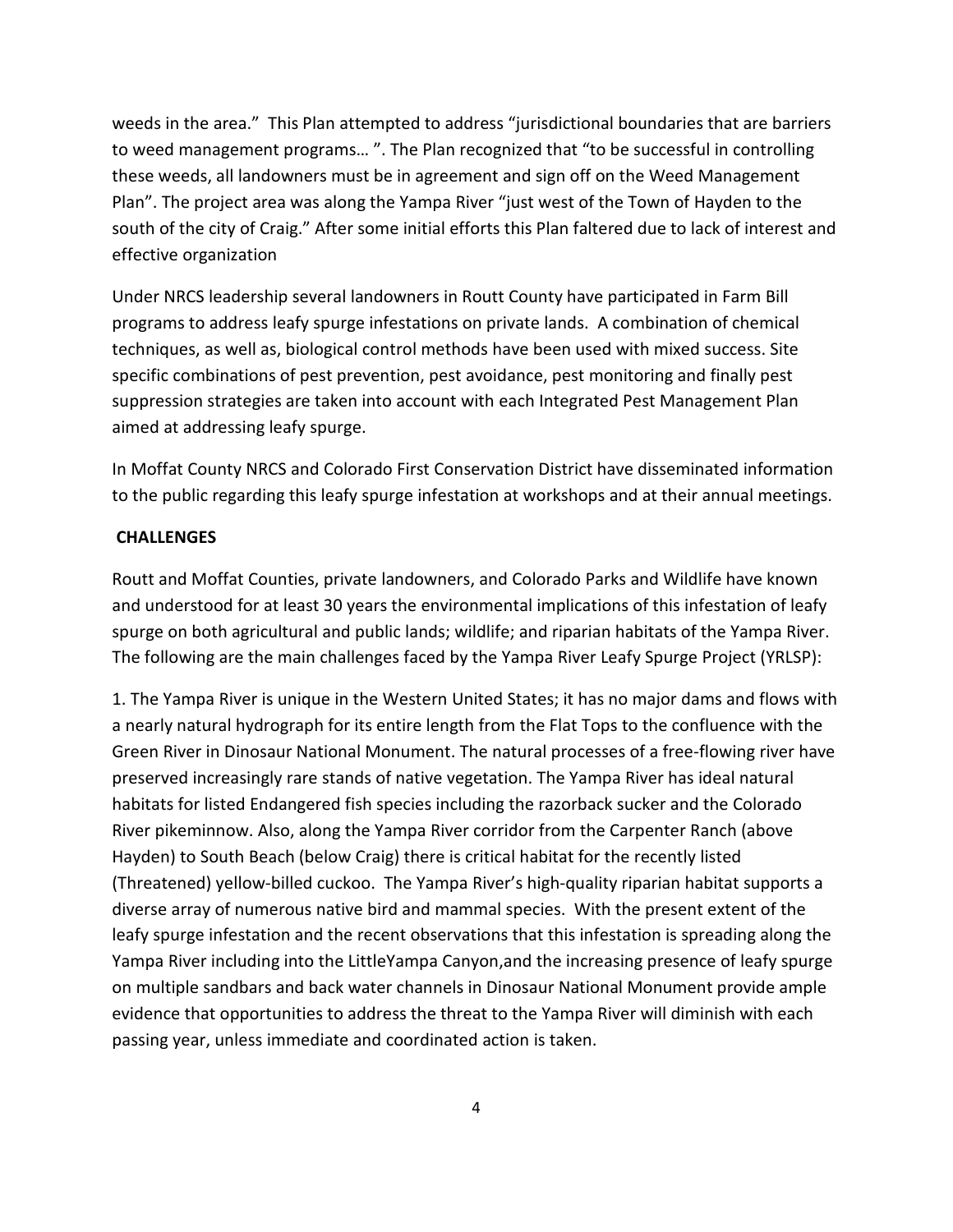weeds in the area." This Plan attempted to address "jurisdictional boundaries that are barriers to weed management programs… ". The Plan recognized that "to be successful in controlling these weeds, all landowners must be in agreement and sign off on the Weed Management Plan". The project area was along the Yampa River "just west of the Town of Hayden to the south of the city of Craig." After some initial efforts this Plan faltered due to lack of interest and effective organization

Under NRCS leadership several landowners in Routt County have participated in Farm Bill programs to address leafy spurge infestations on private lands. A combination of chemical techniques, as well as, biological control methods have been used with mixed success. Site specific combinations of pest prevention, pest avoidance, pest monitoring and finally pest suppression strategies are taken into account with each Integrated Pest Management Plan aimed at addressing leafy spurge.

In Moffat County NRCS and Colorado First Conservation District have disseminated information to the public regarding this leafy spurge infestation at workshops and at their annual meetings.

**CHALLENGES**

Routt and Moffat Counties, private landowners, and Colorado Parks and Wildlife have known and understood for at least 30 years the environmental implications of this infestation of leafy spurge on both agricultural and public lands; wildlife; and riparian habitats of the Yampa River. The following are the main challenges faced by the Yampa River Leafy Spurge Project (YRLSP):

1. The Yampa River is unique in the Western United States; it has no major dams and flows with a nearly natural hydrograph for its entire length from the Flat Tops to the confluence with the Green River in Dinosaur National Monument. The natural processes of a free-flowing river have preserved increasingly rare stands of native vegetation. The Yampa River has ideal natural habitats for listed Endangered fish species including the razorback sucker and the Colorado River pikeminnow. Also, along the Yampa River corridor from the Carpenter Ranch (above Hayden) to South Beach (below Craig) there is critical habitat for the recently listed (Threatened) yellow-billed cuckoo. The Yampa River's high-quality riparian habitat supports a diverse array of numerous native bird and mammal species. With the present extent of the leafy spurge infestation and the recent observations that this infestation is spreading along the Yampa River including into the LittleYampa Canyon,and the increasing presence of leafy spurge on multiple sandbars and back water channels in Dinosaur National Monument provide ample evidence that opportunities to address the threat to the Yampa River will diminish with each passing year, unless immediate and coordinated action is taken.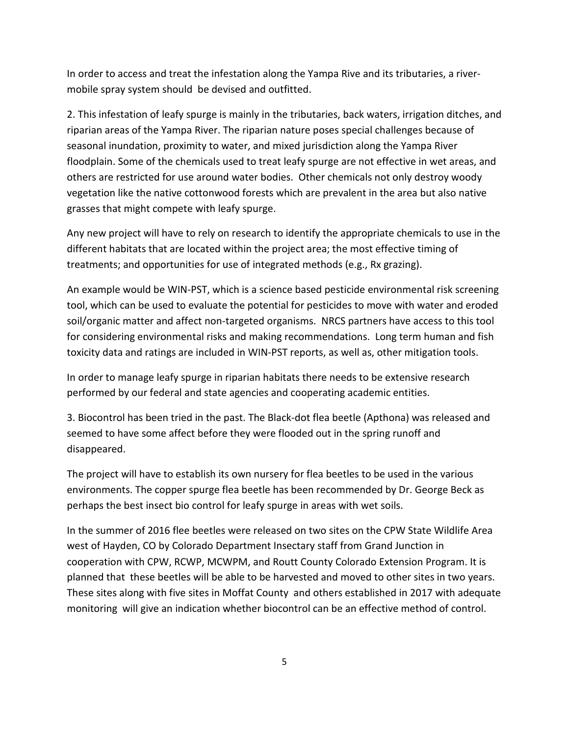In order to access and treat the infestation along the Yampa Rive and its tributaries, a river-mobile spray system should be devised and outfitted.

2. This infestation of leafy spurge is mainly in the tributaries, back waters, irrigation ditches, and riparian areas of the Yampa River. The riparian nature poses special challenges because of seasonal inundation, proximity to water, and mixed jurisdiction along the Yampa River floodplain. Some of the chemicals used to treat leafy spurge are not effective in wet areas, and others are restricted for use around water bodies. Other chemicals not only destroy woody vegetation like the native cottonwood forests which are prevalent in the area but also native grasses that might compete with leafy spurge.

Any new project will have to rely on research to identify the appropriate chemicals to use in the different habitats that are located within the project area; the most effective timing of treatments; and opportunities for use of integrated methods (e.g., Rx grazing).

An example would be WIN-PST, which is a science based pesticide environmental risk screening tool, which can be used to evaluate the potential for pesticides to move with water and eroded soil/organic matter and affect non-targeted organisms. NRCS partners have access to this tool for considering environmental risks and making recommendations. Long term human and fish toxicity data and ratings are included in WIN-PST reports, as well as, other mitigation tools.

In order to manage leafy spurge in riparian habitats there needs to be extensive research performed by our federal and state agencies and cooperating academic entities.

3. Biocontrol has been tried in the past. The Black-dot flea beetle (Apthona) was released and seemed to have some affect before they were flooded out in the spring runoff and disappeared.

The project will have to establish its own nursery for flea beetles to be used in the various environments. The copper spurge flea beetle has been recommended by Dr. George Beck as perhaps the best insect bio control for leafy spurge in areas with wet soils.

In the summer of 2016 flee beetles were released on two sites on the CPW State Wildlife Area west of Hayden, CO by Colorado Department Insectary staff from Grand Junction in cooperation with CPW, RCWP, MCWPM, and Routt County Colorado Extension Program. It is planned that these beetles will be able to be harvested and moved to other sites in two years. These sites along with five sites in Moffat County and others established in 2017 with adequate monitoring will give an indication whether biocontrol can be an effective method of control.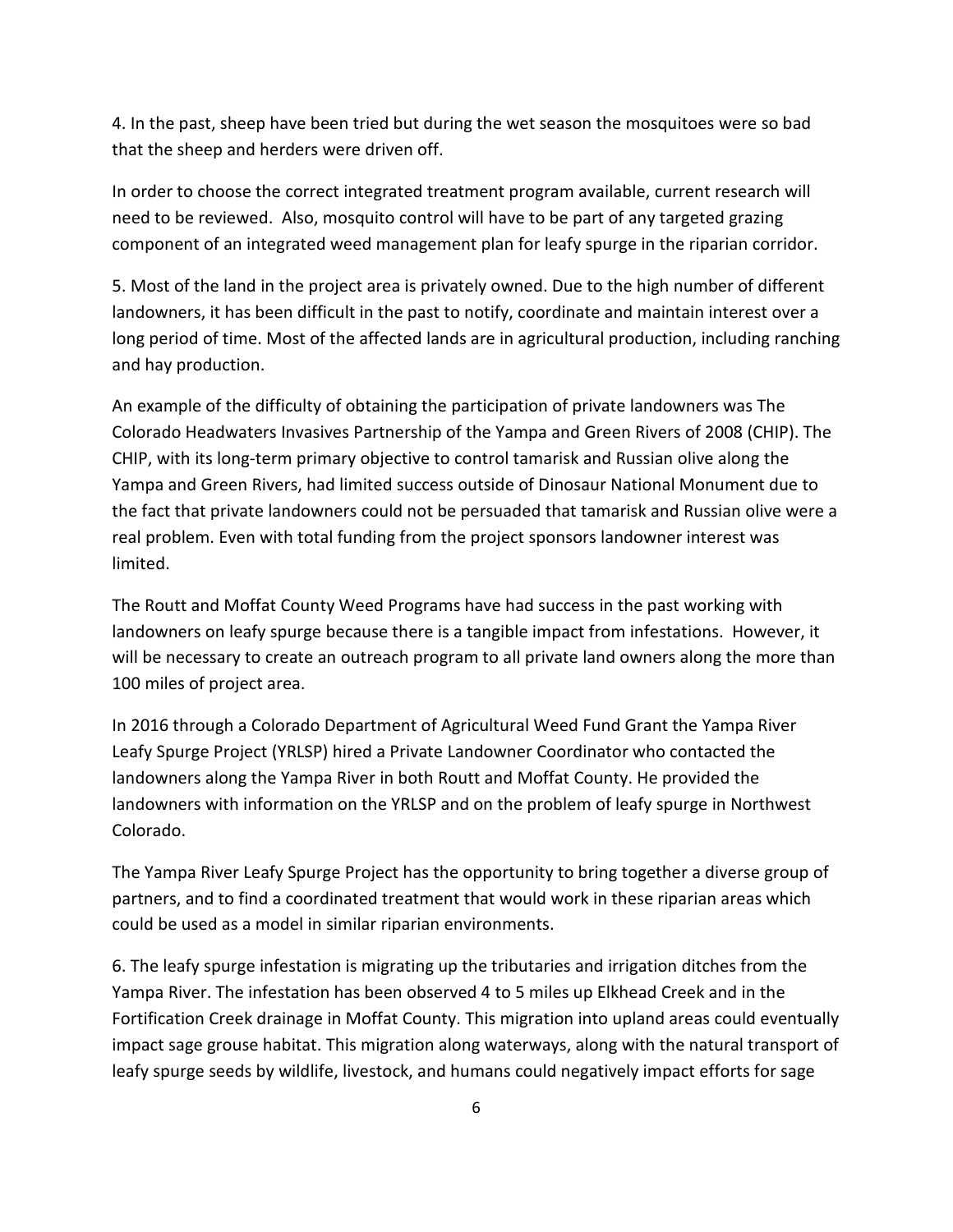4. In the past, sheep have been tried but during the wet season the mosquitoes were so bad that the sheep and herders were driven off.

In order to choose the correct integrated treatment program available, current research will need to be reviewed. Also, mosquito control will have to be part of any targeted grazing component of an integrated weed management plan for leafy spurge in the riparian corridor.

5. Most of the land in the project area is privately owned. Due to the high number of different landowners, it has been difficult in the past to notify, coordinate and maintain interest over a long period of time. Most of the affected lands are in agricultural production, including ranching and hay production.

An example of the difficulty of obtaining the participation of private landowners was The Colorado Headwaters Invasives Partnership of the Yampa and Green Rivers of 2008 (CHIP). The CHIP, with its long-term primary objective to control tamarisk and Russian olive along the Yampa and Green Rivers, had limited success outside of Dinosaur National Monument due to the fact that private landowners could not be persuaded that tamarisk and Russian olive were a real problem. Even with total funding from the project sponsors landowner interest was limited.

The Routt and Moffat County Weed Programs have had success in the past working with landowners on leafy spurge because there is a tangible impact from infestations. However, it will be necessary to create an outreach program to all private land owners along the more than 100 miles of project area.

In 2016 through a Colorado Department of Agricultural Weed Fund Grant the Yampa River Leafy Spurge Project (YRLSP) hired a Private Landowner Coordinator who contacted the landowners along the Yampa River in both Routt and Moffat County. He provided the landowners with information on the YRLSP and on the problem of leafy spurge in Northwest Colorado.

The Yampa River Leafy Spurge Project has the opportunity to bring together a diverse group of partners, and to find a coordinated treatment that would work in these riparian areas which could be used as a model in similar riparian environments.

6. The leafy spurge infestation is migrating up the tributaries and irrigation ditches from the Yampa River. The infestation has been observed 4 to 5 miles up Elkhead Creek and in the Fortification Creek drainage in Moffat County. This migration into upland areas could eventually impact sage grouse habitat. This migration along waterways, along with the natural transport of leafy spurge seeds by wildlife, livestock, and humans could negatively impact efforts for sage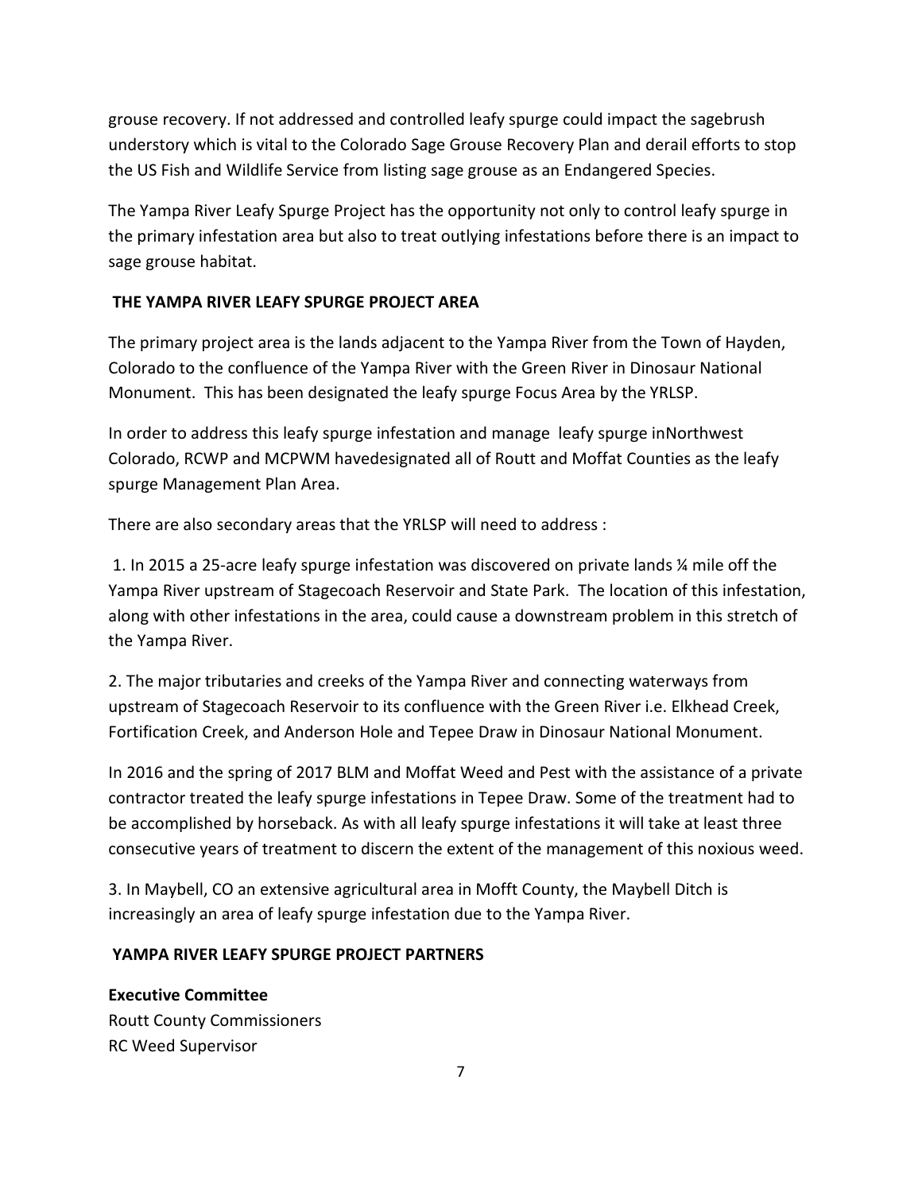grouse recovery. If not addressed and controlled leafy spurge could impact the sagebrush understory which is vital to the Colorado Sage Grouse Recovery Plan and derail efforts to stop the US Fish and Wildlife Service from listing sage grouse as an Endangered Species.

The Yampa River Leafy Spurge Project has the opportunity not only to control leafy spurge in the primary infestation area but also to treat outlying infestations before there is an impact to sage grouse habitat.

## THE YAMPA RIVER LEAFY SPURGE PROJECT AREA

The primary project area is the lands adjacent to the Yampa River from the Town of Hayden, Colorado to the confluence of the Yampa River with the Green River in Dinosaur National Monument. This has been designated the leafy spurge Focus Area by the YRLSP.

In order to address this leafy spurge infestation and manage leafy spurge inNorthwest Colorado, RCWP and MCPWM havedesignated all of Routt and Moffat Counties as the leafy spurge Management Plan Area.

There are also secondary areas that the YRLSP will need to address :

1. In 2015 a 25-acre leafy spurge infestation was discovered on private lands ¼ mile off the Yampa River upstream of Stagecoach Reservoir and State Park. The location of this infestation, along with other infestations in the area, could cause a downstream problem in this stretch of the Yampa River.

2. The major tributaries and creeks of the Yampa River and connecting waterways from upstream of Stagecoach Reservoir to its confluence with the Green River i.e. Elkhead Creek, Fortification Creek, and Anderson Hole and Tepee Draw in Dinosaur National Monument.

In 2016 and the spring of 2017 BLM and Moffat Weed and Pest with the assistance of a private contractor treated the leafy spurge infestations in Tepee Draw. Some of the treatment had to be accomplished by horseback. As with all leafy spurge infestations it will take at least three consecutive years of treatment to discern the extent of the management of this noxious weed.

3. In Maybell, CO an extensive agricultural area in Mofft County, the Maybell Ditch is increasingly an area of leafy spurge infestation due to the Yampa River.

## YAMPA RIVER LEAFY SPURGE PROJECT PARTNERS

**Executive Committee**
Routt County Commissioners
RC Weed Supervisor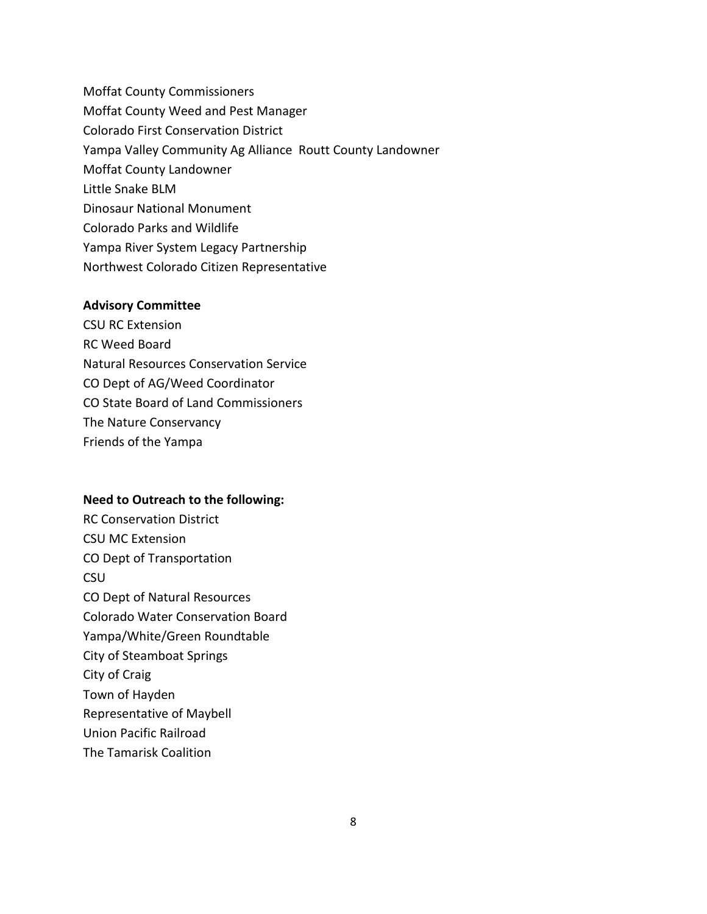Moffat County Commissioners
Moffat County Weed and Pest Manager
Colorado First Conservation District
Yampa Valley Community Ag Alliance  Routt County Landowner
Moffat County Landowner
Little Snake BLM
Dinosaur National Monument
Colorado Parks and Wildlife
Yampa River System Legacy Partnership
Northwest Colorado Citizen Representative

**Advisory Committee**

CSU RC Extension
RC Weed Board
Natural Resources Conservation Service
CO Dept of AG/Weed Coordinator
CO State Board of Land Commissioners
The Nature Conservancy
Friends of the Yampa

**Need to Outreach to the following:**

RC Conservation District
CSU MC Extension
CO Dept of Transportation
CSU
CO Dept of Natural Resources
Colorado Water Conservation Board
Yampa/White/Green Roundtable
City of Steamboat Springs
City of Craig
Town of Hayden
Representative of Maybell
Union Pacific Railroad
The Tamarisk Coalition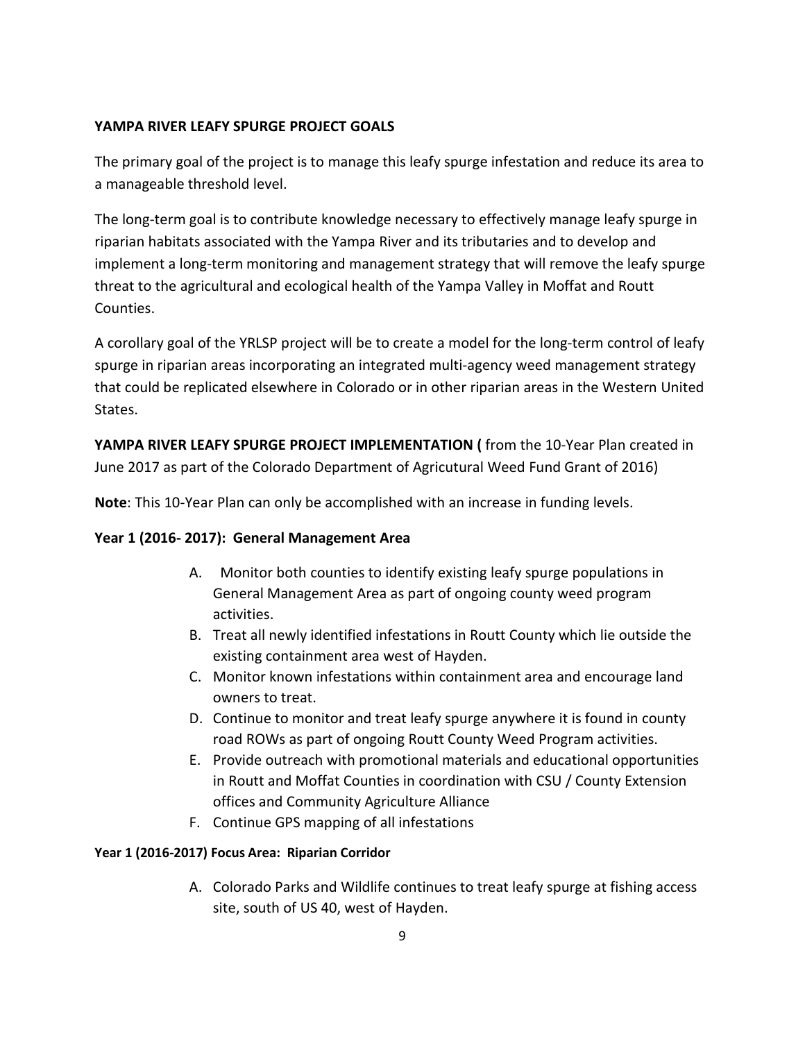**YAMPA RIVER LEAFY SPURGE PROJECT GOALS**

The primary goal of the project is to manage this leafy spurge infestation and reduce its area to a manageable threshold level.

The long-term goal is to contribute knowledge necessary to effectively manage leafy spurge in riparian habitats associated with the Yampa River and its tributaries and to develop and implement a long-term monitoring and management strategy that will remove the leafy spurge threat to the agricultural and ecological health of the Yampa Valley in Moffat and Routt Counties.

A corollary goal of the YRLSP project will be to create a model for the long-term control of leafy spurge in riparian areas incorporating an integrated multi-agency weed management strategy that could be replicated elsewhere in Colorado or in other riparian areas in the Western United States.

**YAMPA RIVER LEAFY SPURGE PROJECT IMPLEMENTATION (** from the 10-Year Plan created in June 2017 as part of the Colorado Department of Agricutural Weed Fund Grant of 2016)

**Note**: This 10-Year Plan can only be accomplished with an increase in funding levels.

**Year 1 (2016- 2017): General Management Area**

A. Monitor both counties to identify existing leafy spurge populations in General Management Area as part of ongoing county weed program activities.
B. Treat all newly identified infestations in Routt County which lie outside the existing containment area west of Hayden.
C. Monitor known infestations within containment area and encourage land owners to treat.
D. Continue to monitor and treat leafy spurge anywhere it is found in county road ROWs as part of ongoing Routt County Weed Program activities.
E. Provide outreach with promotional materials and educational opportunities in Routt and Moffat Counties in coordination with CSU / County Extension offices and Community Agriculture Alliance
F. Continue GPS mapping of all infestations

**Year 1 (2016-2017) Focus Area: Riparian Corridor**

A. Colorado Parks and Wildlife continues to treat leafy spurge at fishing access site, south of US 40, west of Hayden.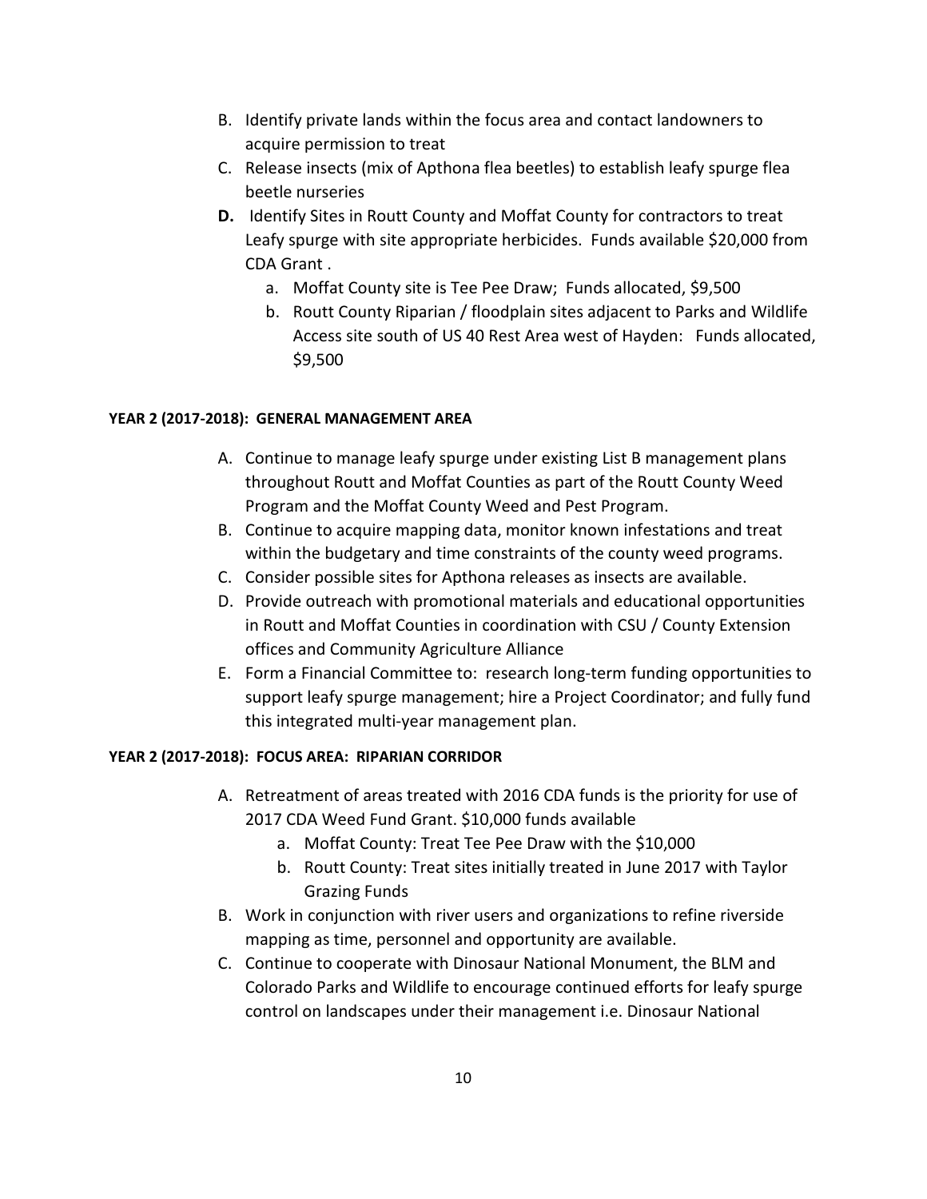B. Identify private lands within the focus area and contact landowners to acquire permission to treat
C. Release insects (mix of Apthona flea beetles) to establish leafy spurge flea beetle nurseries
**D.** Identify Sites in Routt County and Moffat County for contractors to treat Leafy spurge with site appropriate herbicides. Funds available $20,000 from CDA Grant .
   a. Moffat County site is Tee Pee Draw; Funds allocated, $9,500
   b. Routt County Riparian / floodplain sites adjacent to Parks and Wildlife Access site south of US 40 Rest Area west of Hayden: Funds allocated, $9,500

**YEAR 2 (2017-2018): GENERAL MANAGEMENT AREA**

A. Continue to manage leafy spurge under existing List B management plans throughout Routt and Moffat Counties as part of the Routt County Weed Program and the Moffat County Weed and Pest Program.
B. Continue to acquire mapping data, monitor known infestations and treat within the budgetary and time constraints of the county weed programs.
C. Consider possible sites for Apthona releases as insects are available.
D. Provide outreach with promotional materials and educational opportunities in Routt and Moffat Counties in coordination with CSU / County Extension offices and Community Agriculture Alliance
E. Form a Financial Committee to: research long-term funding opportunities to support leafy spurge management; hire a Project Coordinator; and fully fund this integrated multi-year management plan.

**YEAR 2 (2017-2018): FOCUS AREA: RIPARIAN CORRIDOR**

A. Retreatment of areas treated with 2016 CDA funds is the priority for use of 2017 CDA Weed Fund Grant. $10,000 funds available
   a. Moffat County: Treat Tee Pee Draw with the $10,000
   b. Routt County: Treat sites initially treated in June 2017 with Taylor Grazing Funds
B. Work in conjunction with river users and organizations to refine riverside mapping as time, personnel and opportunity are available.
C. Continue to cooperate with Dinosaur National Monument, the BLM and Colorado Parks and Wildlife to encourage continued efforts for leafy spurge control on landscapes under their management i.e. Dinosaur National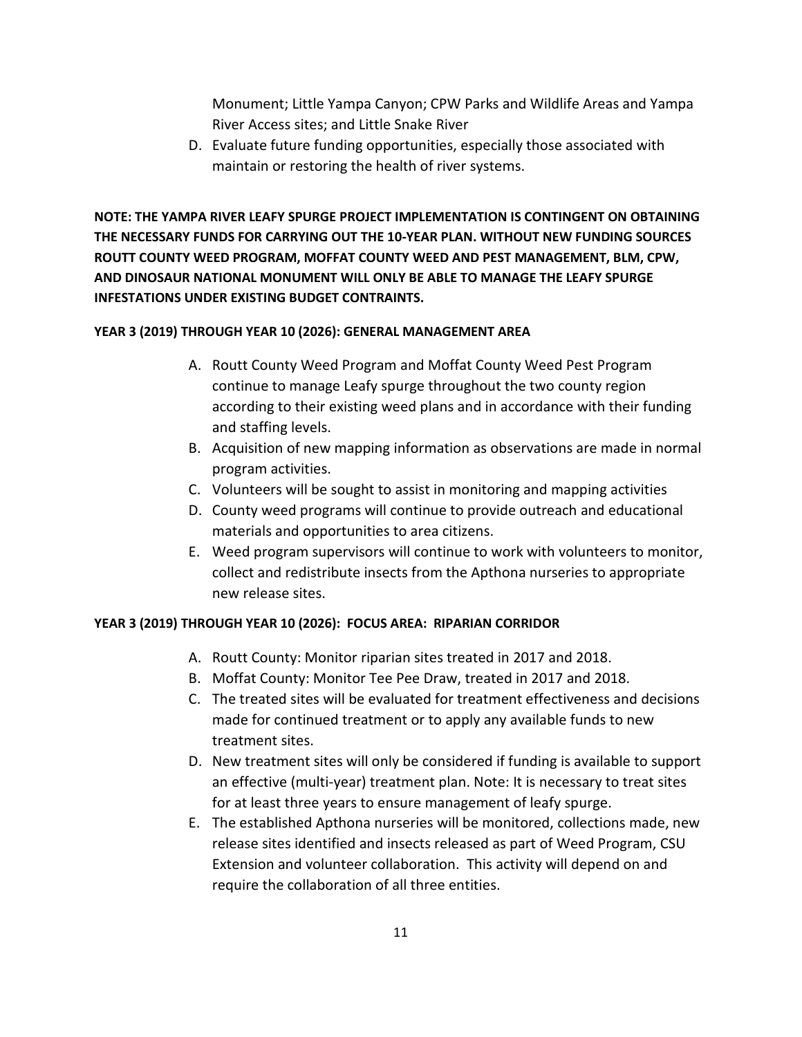Monument; Little Yampa Canyon; CPW Parks and Wildlife Areas and Yampa River Access sites; and Little Snake River

D. Evaluate future funding opportunities, especially those associated with maintain or restoring the health of river systems.

**NOTE: THE YAMPA RIVER LEAFY SPURGE PROJECT IMPLEMENTATION IS CONTINGENT ON OBTAINING THE NECESSARY FUNDS FOR CARRYING OUT THE 10-YEAR PLAN. WITHOUT NEW FUNDING SOURCES ROUTT COUNTY WEED PROGRAM, MOFFAT COUNTY WEED AND PEST MANAGEMENT, BLM, CPW, AND DINOSAUR NATIONAL MONUMENT WILL ONLY BE ABLE TO MANAGE THE LEAFY SPURGE INFESTATIONS UNDER EXISTING BUDGET CONTRAINTS.**

**YEAR 3 (2019) THROUGH YEAR 10 (2026): GENERAL MANAGEMENT AREA**

A. Routt County Weed Program and Moffat County Weed Pest Program continue to manage Leafy spurge throughout the two county region according to their existing weed plans and in accordance with their funding and staffing levels.
B. Acquisition of new mapping information as observations are made in normal program activities.
C. Volunteers will be sought to assist in monitoring and mapping activities
D. County weed programs will continue to provide outreach and educational materials and opportunities to area citizens.
E. Weed program supervisors will continue to work with volunteers to monitor, collect and redistribute insects from the Apthona nurseries to appropriate new release sites.

**YEAR 3 (2019) THROUGH YEAR 10 (2026): FOCUS AREA: RIPARIAN CORRIDOR**

A. Routt County: Monitor riparian sites treated in 2017 and 2018.
B. Moffat County: Monitor Tee Pee Draw, treated in 2017 and 2018.
C. The treated sites will be evaluated for treatment effectiveness and decisions made for continued treatment or to apply any available funds to new treatment sites.
D. New treatment sites will only be considered if funding is available to support an effective (multi-year) treatment plan. Note: It is necessary to treat sites for at least three years to ensure management of leafy spurge.
E. The established Apthona nurseries will be monitored, collections made, new release sites identified and insects released as part of Weed Program, CSU Extension and volunteer collaboration. This activity will depend on and require the collaboration of all three entities.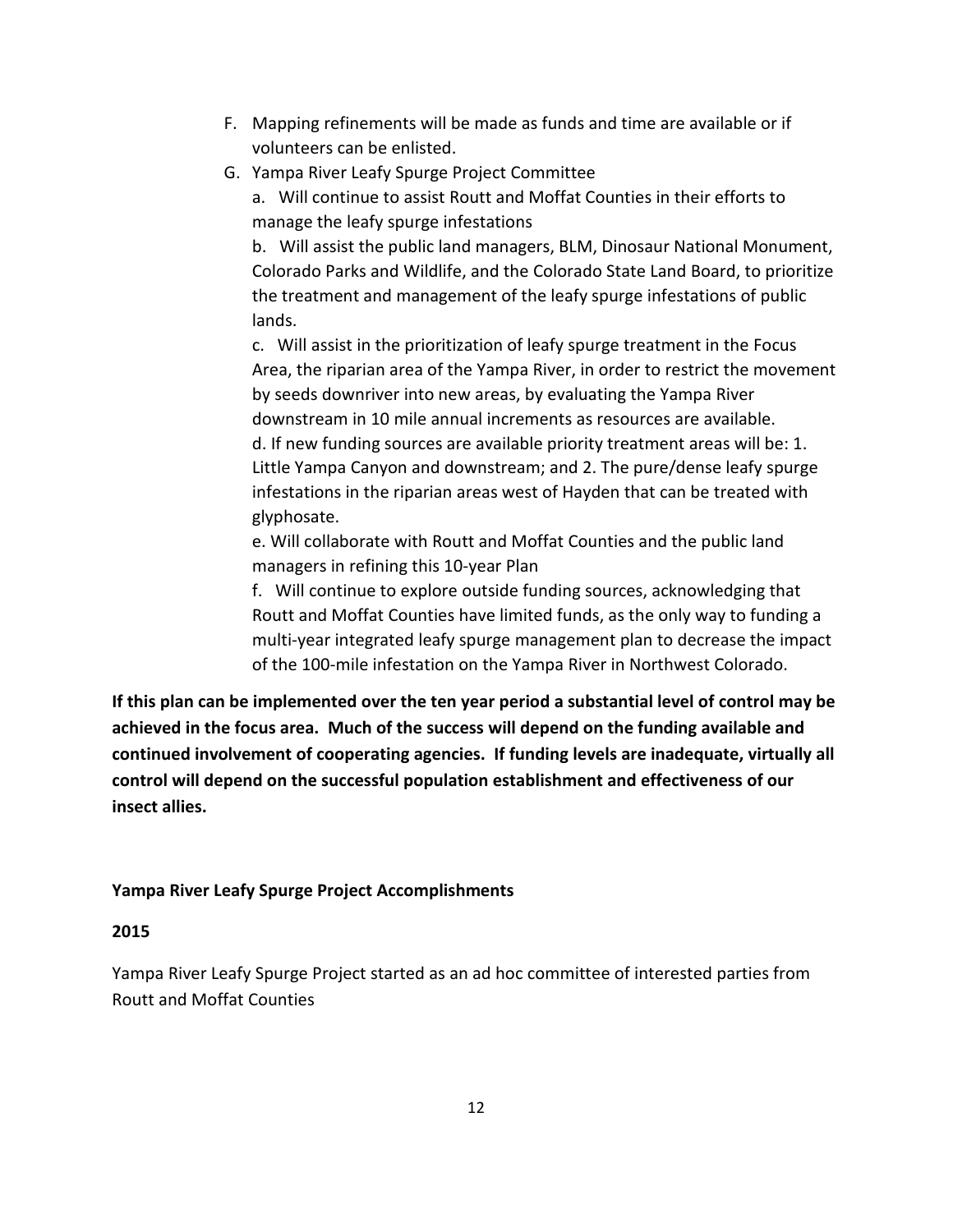F. Mapping refinements will be made as funds and time are available or if volunteers can be enlisted.

G. Yampa River Leafy Spurge Project Committee

   a. Will continue to assist Routt and Moffat Counties in their efforts to manage the leafy spurge infestations

   b. Will assist the public land managers, BLM, Dinosaur National Monument, Colorado Parks and Wildlife, and the Colorado State Land Board, to prioritize the treatment and management of the leafy spurge infestations of public lands.

   c. Will assist in the prioritization of leafy spurge treatment in the Focus Area, the riparian area of the Yampa River, in order to restrict the movement by seeds downriver into new areas, by evaluating the Yampa River downstream in 10 mile annual increments as resources are available.

   d. If new funding sources are available priority treatment areas will be: 1. Little Yampa Canyon and downstream; and 2. The pure/dense leafy spurge infestations in the riparian areas west of Hayden that can be treated with glyphosate.

   e. Will collaborate with Routt and Moffat Counties and the public land managers in refining this 10-year Plan

   f. Will continue to explore outside funding sources, acknowledging that Routt and Moffat Counties have limited funds, as the only way to funding a multi-year integrated leafy spurge management plan to decrease the impact of the 100-mile infestation on the Yampa River in Northwest Colorado.

**If this plan can be implemented over the ten year period a substantial level of control may be achieved in the focus area. Much of the success will depend on the funding available and continued involvement of cooperating agencies. If funding levels are inadequate, virtually all control will depend on the successful population establishment and effectiveness of our insect allies.**

**Yampa River Leafy Spurge Project Accomplishments**

**2015**

Yampa River Leafy Spurge Project started as an ad hoc committee of interested parties from Routt and Moffat Counties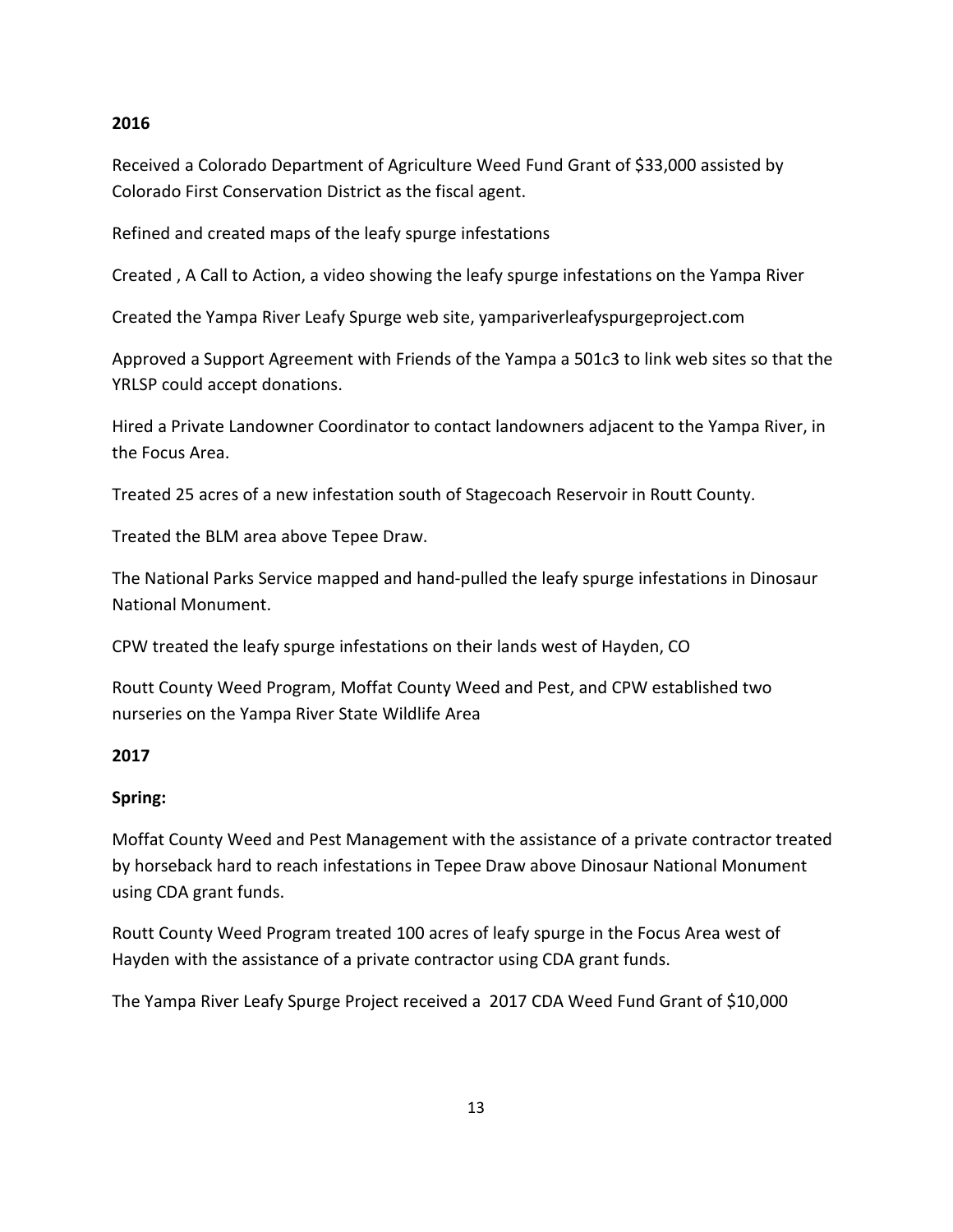**2016**

Received a Colorado Department of Agriculture Weed Fund Grant of $33,000 assisted by Colorado First Conservation District as the fiscal agent.

Refined and created maps of the leafy spurge infestations

Created , A Call to Action, a video showing the leafy spurge infestations on the Yampa River

Created the Yampa River Leafy Spurge web site, yampariverleafyspurgeproject.com

Approved a Support Agreement with Friends of the Yampa a 501c3 to link web sites so that the YRLSP could accept donations.

Hired a Private Landowner Coordinator to contact landowners adjacent to the Yampa River, in the Focus Area.

Treated 25 acres of a new infestation south of Stagecoach Reservoir in Routt County.

Treated the BLM area above Tepee Draw.

The National Parks Service mapped and hand-pulled the leafy spurge infestations in Dinosaur National Monument.

CPW treated the leafy spurge infestations on their lands west of Hayden, CO

Routt County Weed Program, Moffat County Weed and Pest, and CPW established two nurseries on the Yampa River State Wildlife Area

**2017**

**Spring:**

Moffat County Weed and Pest Management with the assistance of a private contractor treated by horseback hard to reach infestations in Tepee Draw above Dinosaur National Monument using CDA grant funds.

Routt County Weed Program treated 100 acres of leafy spurge in the Focus Area west of Hayden with the assistance of a private contractor using CDA grant funds.

The Yampa River Leafy Spurge Project received a 2017 CDA Weed Fund Grant of $10,000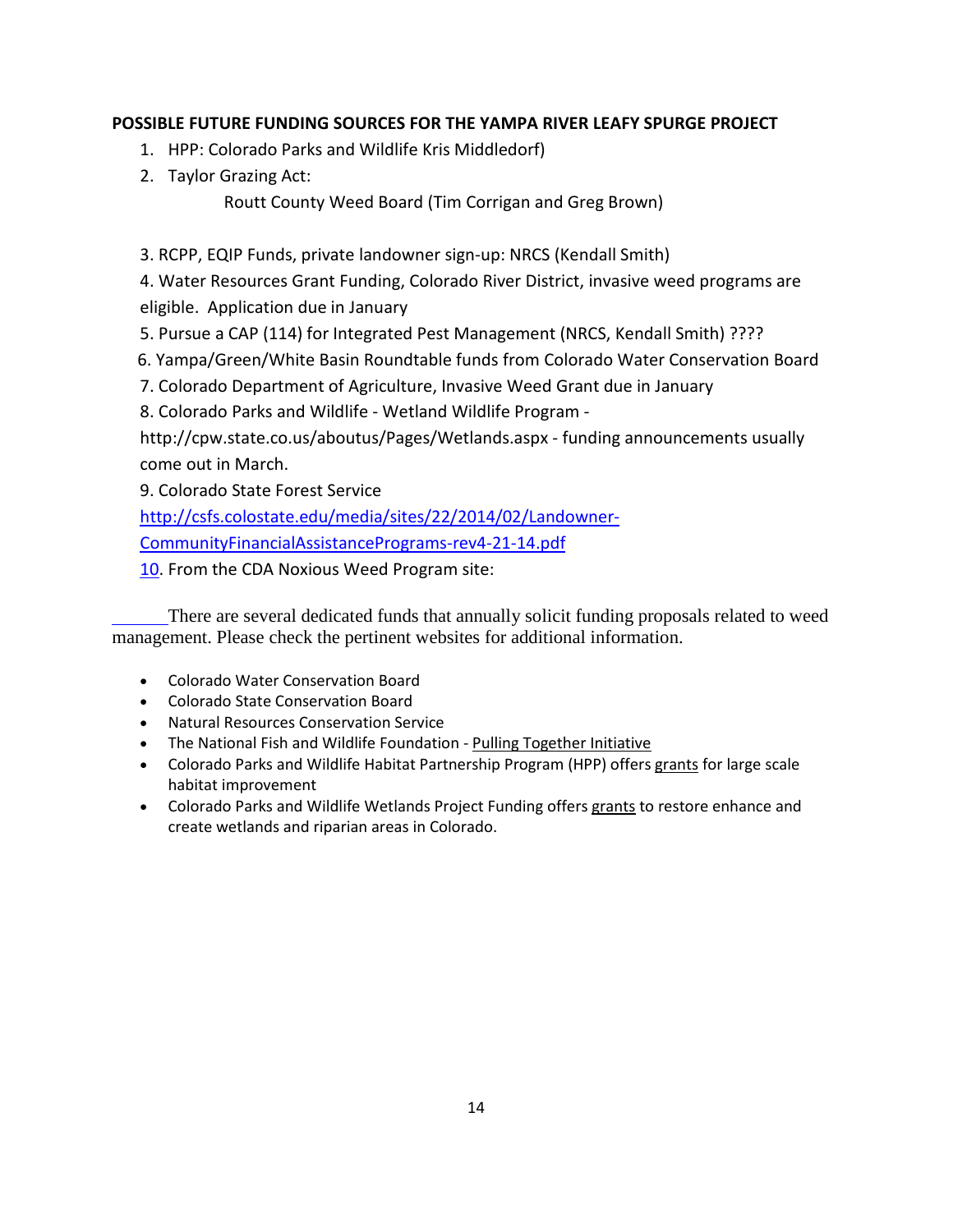**POSSIBLE FUTURE FUNDING SOURCES FOR THE YAMPA RIVER LEAFY SPURGE PROJECT**

1. HPP: Colorado Parks and Wildlife Kris Middledorf)
2. Taylor Grazing Act:

   Routt County Weed Board (Tim Corrigan and Greg Brown)

3. RCPP, EQIP Funds, private landowner sign-up: NRCS (Kendall Smith)
4. Water Resources Grant Funding, Colorado River District, invasive weed programs are eligible. Application due in January
5. Pursue a CAP (114) for Integrated Pest Management (NRCS, Kendall Smith) ????
6. Yampa/Green/White Basin Roundtable funds from Colorado Water Conservation Board
7. Colorado Department of Agriculture, Invasive Weed Grant due in January
8. Colorado Parks and Wildlife - Wetland Wildlife Program - http://cpw.state.co.us/aboutus/Pages/Wetlands.aspx - funding announcements usually come out in March.
9. Colorado State Forest Service http://csfs.colostate.edu/media/sites/22/2014/02/Landowner-CommunityFinancialAssistancePrograms-rev4-21-14.pdf
10. From the CDA Noxious Weed Program site:

There are several dedicated funds that annually solicit funding proposals related to weed management. Please check the pertinent websites for additional information.

- Colorado Water Conservation Board
- Colorado State Conservation Board
- Natural Resources Conservation Service
- The National Fish and Wildlife Foundation - Pulling Together Initiative
- Colorado Parks and Wildlife Habitat Partnership Program (HPP) offers grants for large scale habitat improvement
- Colorado Parks and Wildlife Wetlands Project Funding offers grants to restore enhance and create wetlands and riparian areas in Colorado.